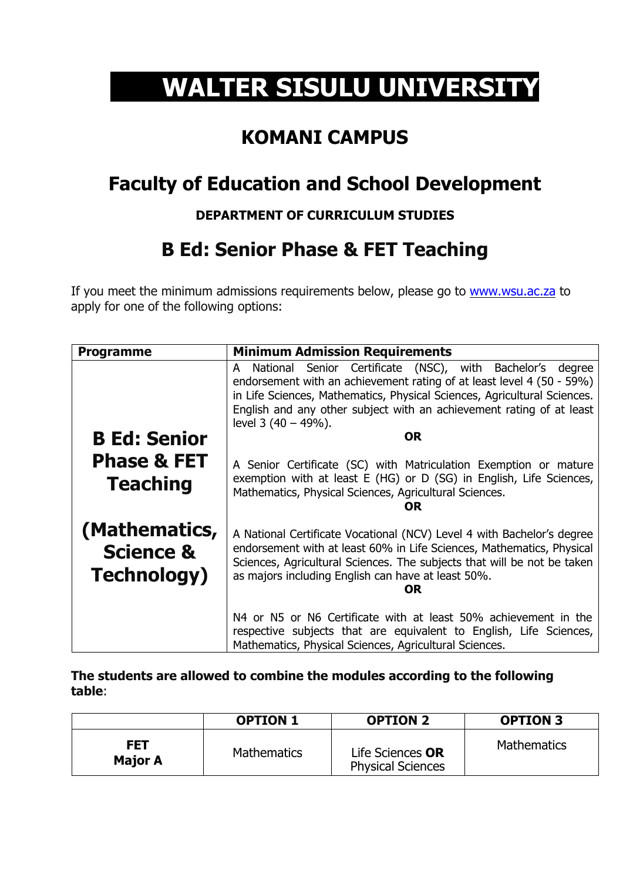# WALTER SISULU UNIVERSITY

## KOMANI CAMPUS

## Faculty of Education and School Development

### DEPARTMENT OF CURRICULUM STUDIES

## B Ed: Senior Phase & FET Teaching

If you meet the minimum admissions requirements below, please go to www.wsu.ac.za to apply for one of the following options:

| Programme | Minimum Admission Requirements |
|---|---|
| **B Ed: Senior Phase & FET Teaching (Mathematics, Science & Technology)** | A National Senior Certificate (NSC), with Bachelor's degree endorsement with an achievement rating of at least level 4 (50 - 59%) in Life Sciences, Mathematics, Physical Sciences, Agricultural Sciences. English and any other subject with an achievement rating of at least level 3 (40 – 49%).<br>**OR**<br>A Senior Certificate (SC) with Matriculation Exemption or mature exemption with at least E (HG) or D (SG) in English, Life Sciences, Mathematics, Physical Sciences, Agricultural Sciences.<br>**OR**<br>A National Certificate Vocational (NCV) Level 4 with Bachelor's degree endorsement with at least 60% in Life Sciences, Mathematics, Physical Sciences, Agricultural Sciences. The subjects that will be not be taken as majors including English can have at least 50%.<br>**OR**<br>N4 or N5 or N6 Certificate with at least 50% achievement in the respective subjects that are equivalent to English, Life Sciences, Mathematics, Physical Sciences, Agricultural Sciences. |

**The students are allowed to combine the modules according to the following table**:

| | OPTION 1 | OPTION 2 | OPTION 3 |
|---|---|---|---|
| **FET Major A** | Mathematics | Life Sciences **OR** Physical Sciences | Mathematics |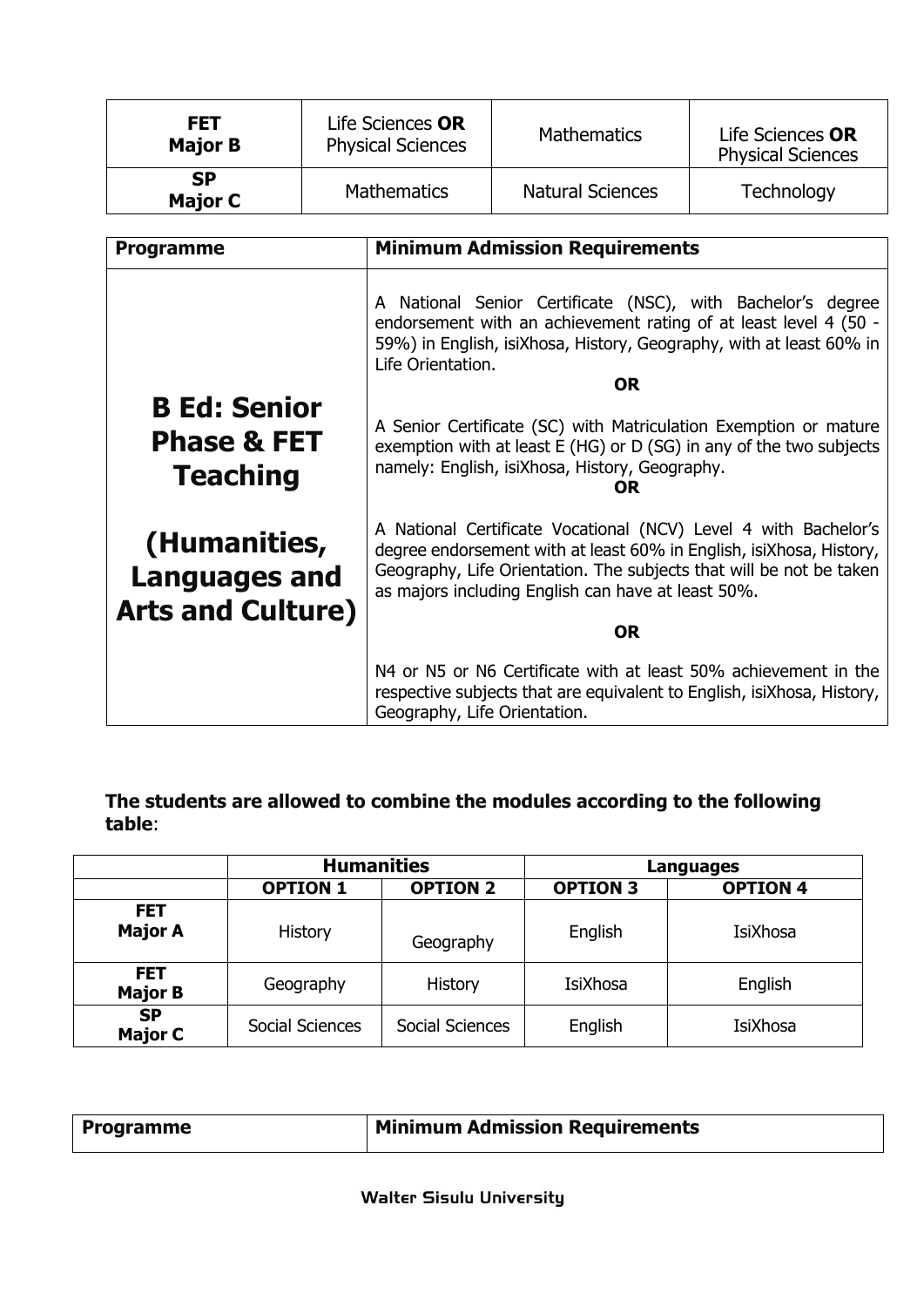| | | | |
|---|---|---|---|
| **FET Major B** | Life Sciences **OR** Physical Sciences | Mathematics | Life Sciences **OR** Physical Sciences |
| **SP Major C** | Mathematics | Natural Sciences | Technology |

| **Programme** | **Minimum Admission Requirements** |
|---|---|
| **B Ed: Senior Phase & FET Teaching (Humanities, Languages and Arts and Culture)** | A National Senior Certificate (NSC), with Bachelor's degree endorsement with an achievement rating of at least level 4 (50 - 59%) in English, isiXhosa, History, Geography, with at least 60% in Life Orientation. **OR** A Senior Certificate (SC) with Matriculation Exemption or mature exemption with at least E (HG) or D (SG) in any of the two subjects namely: English, isiXhosa, History, Geography. **OR** A National Certificate Vocational (NCV) Level 4 with Bachelor's degree endorsement with at least 60% in English, isiXhosa, History, Geography, Life Orientation. The subjects that will be not be taken as majors including English can have at least 50%. **OR** N4 or N5 or N6 Certificate with at least 50% achievement in the respective subjects that are equivalent to English, isiXhosa, History, Geography, Life Orientation. |

**The students are allowed to combine the modules according to the following table**:

| | **Humanities** | | **Languages** | |
|---|---|---|---|---|
| | **OPTION 1** | **OPTION 2** | **OPTION 3** | **OPTION 4** |
| **FET Major A** | History | Geography | English | IsiXhosa |
| **FET Major B** | Geography | History | IsiXhosa | English |
| **SP Major C** | Social Sciences | Social Sciences | English | IsiXhosa |

| **Programme** | **Minimum Admission Requirements** |
|---|---|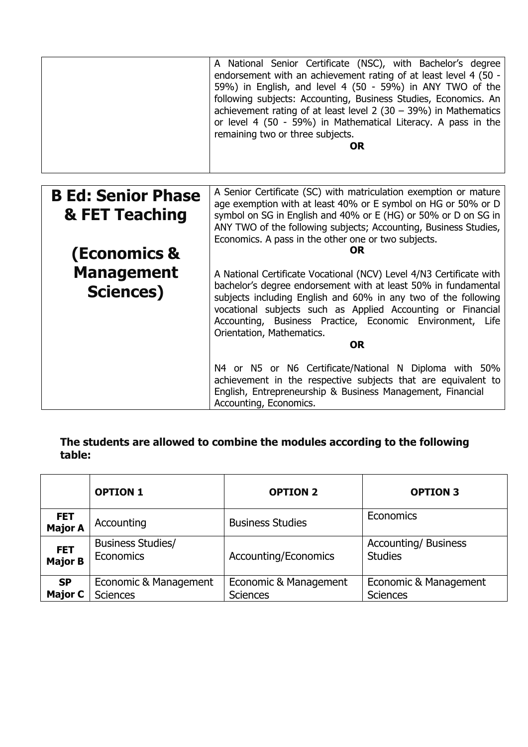| | |
|---|---|
| | A National Senior Certificate (NSC), with Bachelor's degree endorsement with an achievement rating of at least level 4 (50 - 59%) in English, and level 4 (50 - 59%) in ANY TWO of the following subjects: Accounting, Business Studies, Economics. An achievement rating of at least level 2 (30 – 39%) in Mathematics or level 4 (50 - 59%) in Mathematical Literacy. A pass in the remaining two or three subjects.<br>**OR** |
| **B Ed: Senior Phase & FET Teaching**<br><br>**(Economics & Management Sciences)** | A Senior Certificate (SC) with matriculation exemption or mature age exemption with at least 40% or E symbol on HG or 50% or D symbol on SG in English and 40% or E (HG) or 50% or D on SG in ANY TWO of the following subjects; Accounting, Business Studies, Economics. A pass in the other one or two subjects.<br>**OR**<br>A National Certificate Vocational (NCV) Level 4/N3 Certificate with bachelor's degree endorsement with at least 50% in fundamental subjects including English and 60% in any two of the following vocational subjects such as Applied Accounting or Financial Accounting, Business Practice, Economic Environment, Life Orientation, Mathematics.<br>**OR**<br>N4 or N5 or N6 Certificate/National N Diploma with 50% achievement in the respective subjects that are equivalent to English, Entrepreneurship & Business Management, Financial Accounting, Economics. |

**The students are allowed to combine the modules according to the following table:**

| | **OPTION 1** | **OPTION 2** | **OPTION 3** |
|---|---|---|---|
| **FET Major A** | Accounting | Business Studies | Economics |
| **FET Major B** | Business Studies/ Economics | Accounting/Economics | Accounting/ Business Studies |
| **SP Major C** | Economic & Management Sciences | Economic & Management Sciences | Economic & Management Sciences |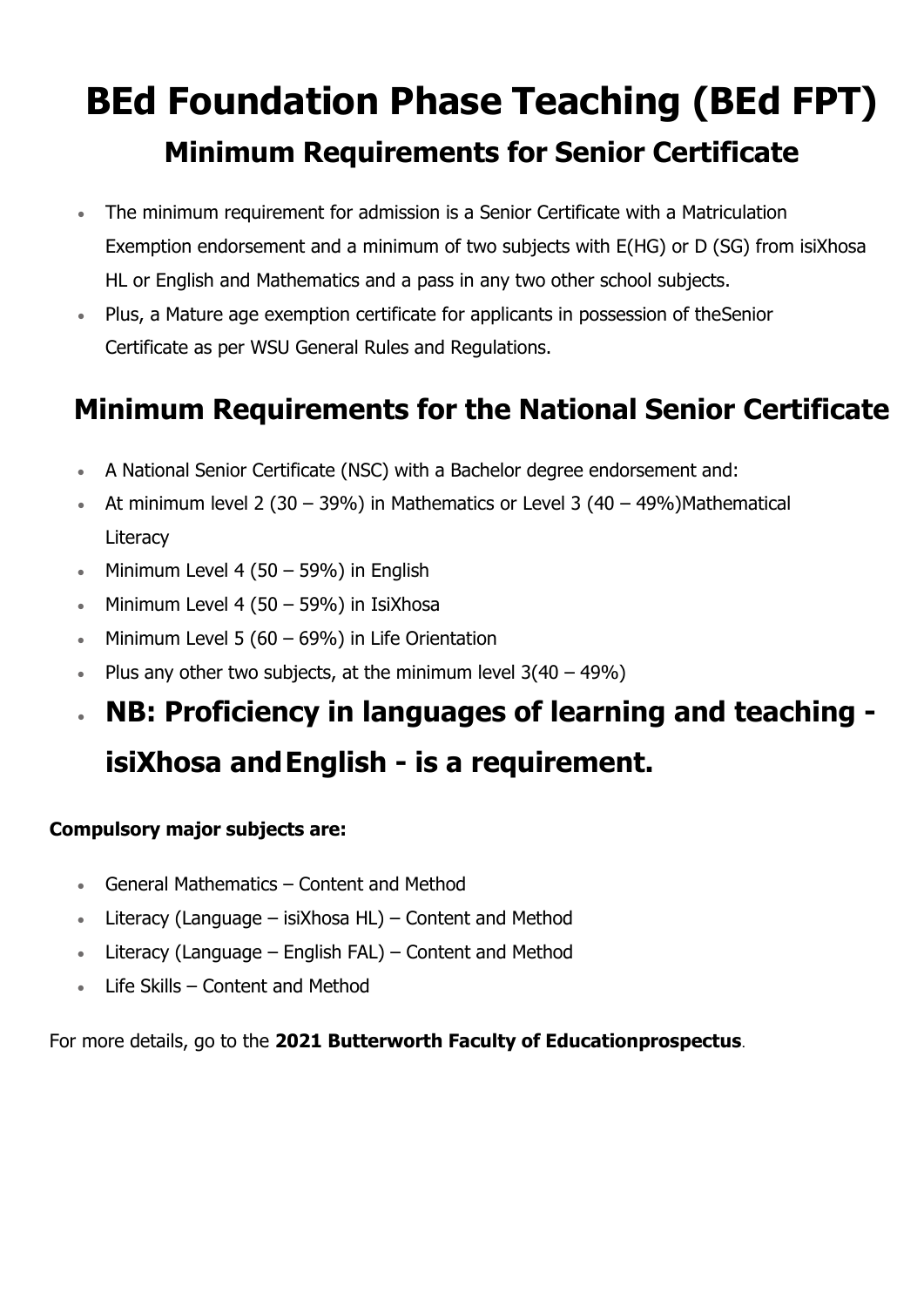# BEd Foundation Phase Teaching (BEd FPT)

## Minimum Requirements for Senior Certificate

- The minimum requirement for admission is a Senior Certificate with a Matriculation Exemption endorsement and a minimum of two subjects with E(HG) or D (SG) from isiXhosa HL or English and Mathematics and a pass in any two other school subjects.
- Plus, a Mature age exemption certificate for applicants in possession of theSenior Certificate as per WSU General Rules and Regulations.

## Minimum Requirements for the National Senior Certificate

- A National Senior Certificate (NSC) with a Bachelor degree endorsement and:
- At minimum level 2 (30 – 39%) in Mathematics or Level 3 (40 – 49%)Mathematical Literacy
- Minimum Level 4 (50 – 59%) in English
- Minimum Level 4 (50 – 59%) in IsiXhosa
- Minimum Level 5 (60 – 69%) in Life Orientation
- Plus any other two subjects, at the minimum level 3(40 – 49%)
- **NB: Proficiency in languages of learning and teaching - isiXhosa and English - is a requirement.**

**Compulsory major subjects are:**

- General Mathematics – Content and Method
- Literacy (Language – isiXhosa HL) – Content and Method
- Literacy (Language – English FAL) – Content and Method
- Life Skills – Content and Method

For more details, go to the **2021 Butterworth Faculty of Educationprospectus**.